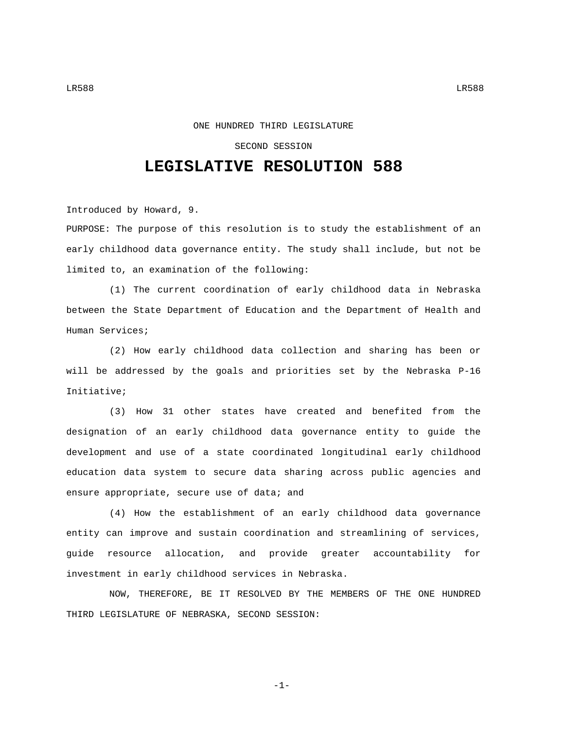ONE HUNDRED THIRD LEGISLATURE

SECOND SESSION

# LEGISLATIVE RESOLUTION 588

Introduced by Howard, 9.

PURPOSE: The purpose of this resolution is to study the establishment of an early childhood data governance entity. The study shall include, but not be limited to, an examination of the following:

(1) The current coordination of early childhood data in Nebraska between the State Department of Education and the Department of Health and Human Services;

(2) How early childhood data collection and sharing has been or will be addressed by the goals and priorities set by the Nebraska P-16 Initiative;

(3) How 31 other states have created and benefited from the designation of an early childhood data governance entity to guide the development and use of a state coordinated longitudinal early childhood education data system to secure data sharing across public agencies and ensure appropriate, secure use of data; and

(4) How the establishment of an early childhood data governance entity can improve and sustain coordination and streamlining of services, guide resource allocation, and provide greater accountability for investment in early childhood services in Nebraska.

NOW, THEREFORE, BE IT RESOLVED BY THE MEMBERS OF THE ONE HUNDRED THIRD LEGISLATURE OF NEBRASKA, SECOND SESSION: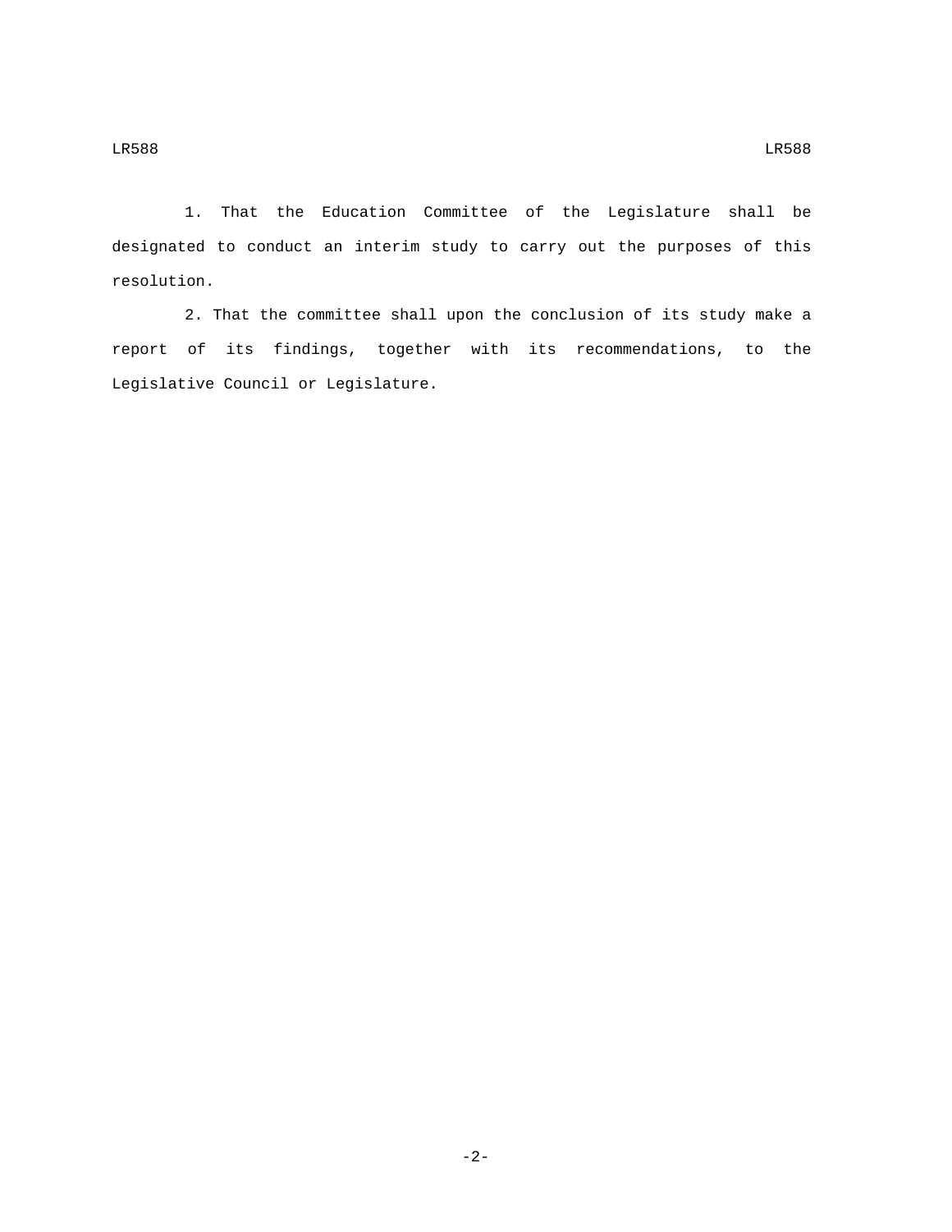1. That the Education Committee of the Legislature shall be designated to conduct an interim study to carry out the purposes of this resolution.

2. That the committee shall upon the conclusion of its study make a report of its findings, together with its recommendations, to the Legislative Council or Legislature.